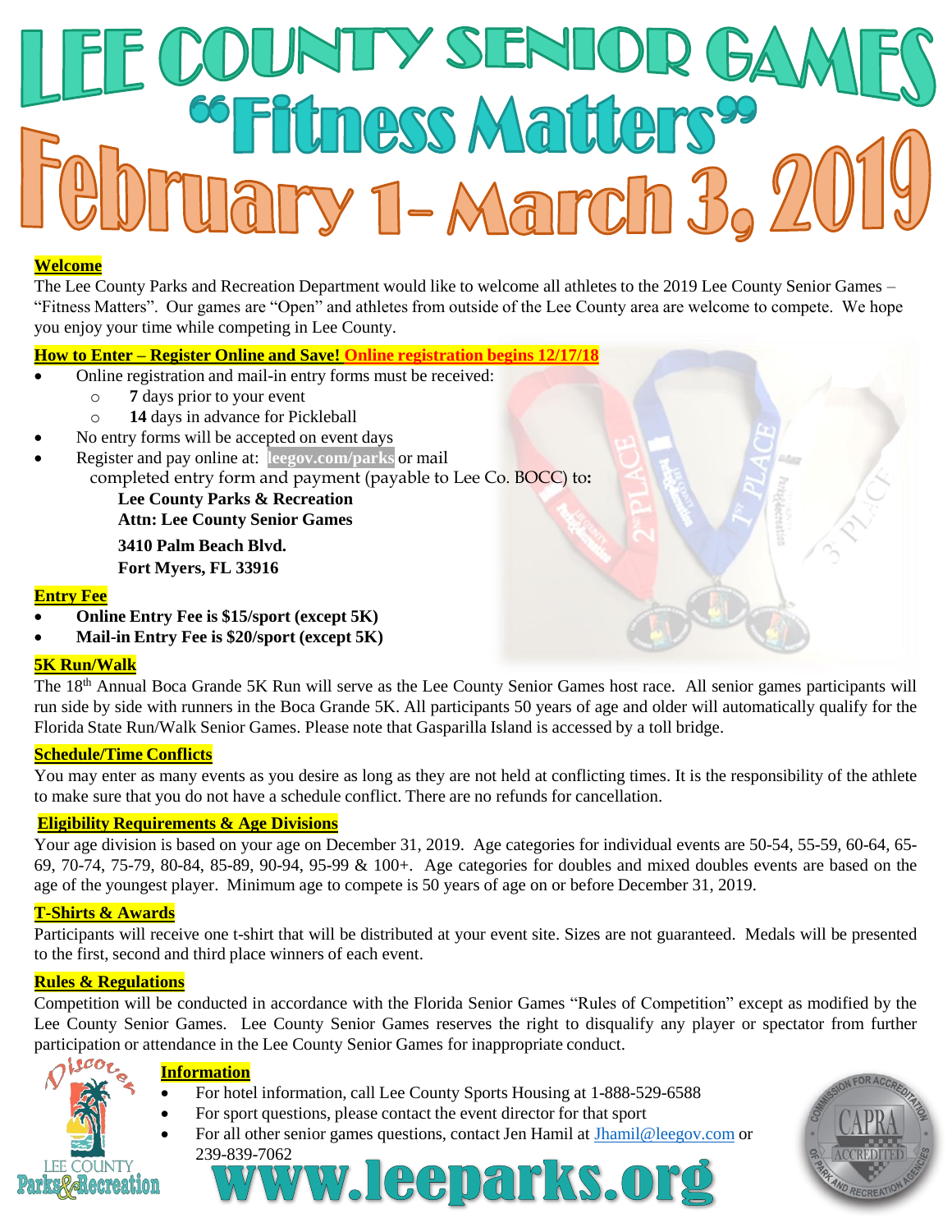# LEE COUNTY SENIOR GAMES

## "Fitness Matters"

## February 1- March 3, 2019

**Welcome**

The Lee County Parks and Recreation Department would like to welcome all athletes to the 2019 Lee County Senior Games – "Fitness Matters". Our games are "Open" and athletes from outside of the Lee County area are welcome to compete. We hope you enjoy your time while competing in Lee County.

**How to Enter – Register Online and Save! Online registration begins 12/17/18**

- Online registration and mail-in entry forms must be received:
  - **7** days prior to your event
  - **14** days in advance for Pickleball
- No entry forms will be accepted on event days
- Register and pay online at: **leegov.com/parks** or mail completed entry form and payment (payable to Lee Co. BOCC) to**:**

  **Lee County Parks & Recreation**
  **Attn: Lee County Senior Games**
  **3410 Palm Beach Blvd.**
  **Fort Myers, FL 33916**

**Entry Fee**

- **Online Entry Fee is $15/sport (except 5K)**
- **Mail-in Entry Fee is $20/sport (except 5K)**

**5K Run/Walk**

The 18th Annual Boca Grande 5K Run will serve as the Lee County Senior Games host race. All senior games participants will run side by side with runners in the Boca Grande 5K. All participants 50 years of age and older will automatically qualify for the Florida State Run/Walk Senior Games. Please note that Gasparilla Island is accessed by a toll bridge.

**Schedule/Time Conflicts**

You may enter as many events as you desire as long as they are not held at conflicting times. It is the responsibility of the athlete to make sure that you do not have a schedule conflict. There are no refunds for cancellation.

**Eligibility Requirements & Age Divisions**

Your age division is based on your age on December 31, 2019. Age categories for individual events are 50-54, 55-59, 60-64, 65-69, 70-74, 75-79, 80-84, 85-89, 90-94, 95-99 & 100+. Age categories for doubles and mixed doubles events are based on the age of the youngest player. Minimum age to compete is 50 years of age on or before December 31, 2019.

**T-Shirts & Awards**

Participants will receive one t-shirt that will be distributed at your event site. Sizes are not guaranteed. Medals will be presented to the first, second and third place winners of each event.

**Rules & Regulations**

Competition will be conducted in accordance with the Florida Senior Games "Rules of Competition" except as modified by the Lee County Senior Games. Lee County Senior Games reserves the right to disqualify any player or spectator from further participation or attendance in the Lee County Senior Games for inappropriate conduct.

**Information**

- For hotel information, call Lee County Sports Housing at 1-888-529-6588
- For sport questions, please contact the event director for that sport
- For all other senior games questions, contact Jen Hamil at Jhamil@leegov.com or 239-839-7062

**www.leeparks.org**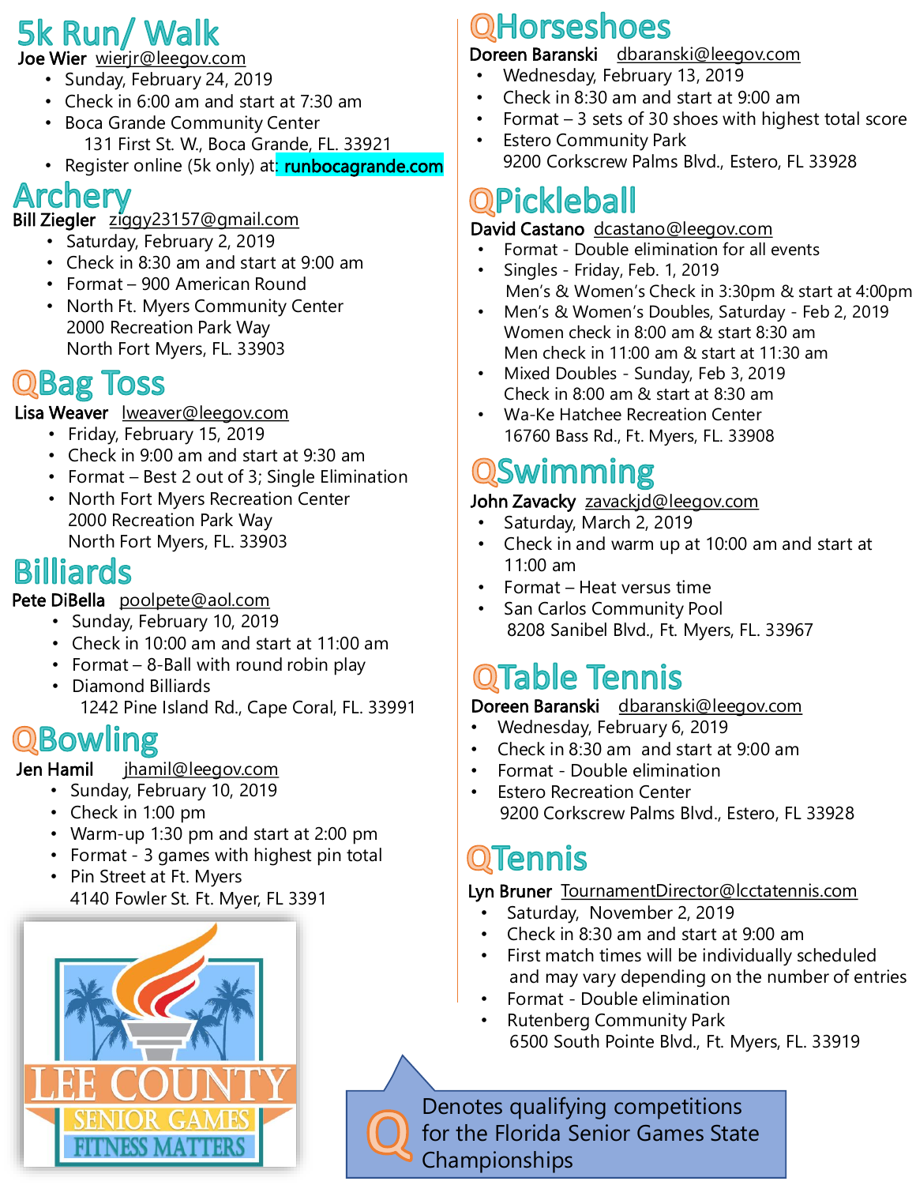## 5k Run/ Walk

**Joe Wier** wierjr@leegov.com

- Sunday, February 24, 2019
- Check in 6:00 am and start at 7:30 am
- Boca Grande Community Center
  131 First St. W., Boca Grande, FL. 33921
- Register online (5k only) at: runbocagrande.com

## Archery

**Bill Ziegler** ziggy23157@gmail.com

- Saturday, February 2, 2019
- Check in 8:30 am and start at 9:00 am
- Format – 900 American Round
- North Ft. Myers Community Center
  2000 Recreation Park Way
  North Fort Myers, FL. 33903

## QBag Toss

**Lisa Weaver** lweaver@leegov.com

- Friday, February 15, 2019
- Check in 9:00 am and start at 9:30 am
- Format – Best 2 out of 3; Single Elimination
- North Fort Myers Recreation Center
  2000 Recreation Park Way
  North Fort Myers, FL. 33903

## Billiards

**Pete DiBella** poolpete@aol.com

- Sunday, February 10, 2019
- Check in 10:00 am and start at 11:00 am
- Format – 8-Ball with round robin play
- Diamond Billiards
  1242 Pine Island Rd., Cape Coral, FL. 33991

## QBowling

**Jen Hamil** jhamil@leegov.com

- Sunday, February 10, 2019
- Check in 1:00 pm
- Warm-up 1:30 pm and start at 2:00 pm
- Format - 3 games with highest pin total
- Pin Street at Ft. Myers
  4140 Fowler St. Ft. Myer, FL 3391

LEE COUNTY SENIOR GAMES FITNESS MATTERS

## QHorseshoes

**Doreen Baranski** dbaranski@leegov.com

- Wednesday, February 13, 2019
- Check in 8:30 am and start at 9:00 am
- Format – 3 sets of 30 shoes with highest total score
- Estero Community Park
  9200 Corkscrew Palms Blvd., Estero, FL 33928

## QPickleball

**David Castano** dcastano@leegov.com

- Format - Double elimination for all events
- Singles - Friday, Feb. 1, 2019
  Men's & Women's Check in 3:30pm & start at 4:00pm
- Men's & Women's Doubles, Saturday - Feb 2, 2019
  Women check in 8:00 am & start 8:30 am
  Men check in 11:00 am & start at 11:30 am
- Mixed Doubles - Sunday, Feb 3, 2019
  Check in 8:00 am & start at 8:30 am
- Wa-Ke Hatchee Recreation Center
  16760 Bass Rd., Ft. Myers, FL. 33908

## QSwimming

**John Zavacky** zavackjd@leegov.com

- Saturday, March 2, 2019
- Check in and warm up at 10:00 am and start at 11:00 am
- Format – Heat versus time
- San Carlos Community Pool
  8208 Sanibel Blvd., Ft. Myers, FL. 33967

## QTable Tennis

**Doreen Baranski** dbaranski@leegov.com

- Wednesday, February 6, 2019
- Check in 8:30 am and start at 9:00 am
- Format - Double elimination
- Estero Recreation Center
  9200 Corkscrew Palms Blvd., Estero, FL 33928

## QTennis

**Lyn Bruner** TournamentDirector@lcctatennis.com

- Saturday, November 2, 2019
- Check in 8:30 am and start at 9:00 am
- First match times will be individually scheduled and may vary depending on the number of entries
- Format - Double elimination
- Rutenberg Community Park
  6500 South Pointe Blvd., Ft. Myers, FL. 33919

Q Denotes qualifying competitions for the Florida Senior Games State Championships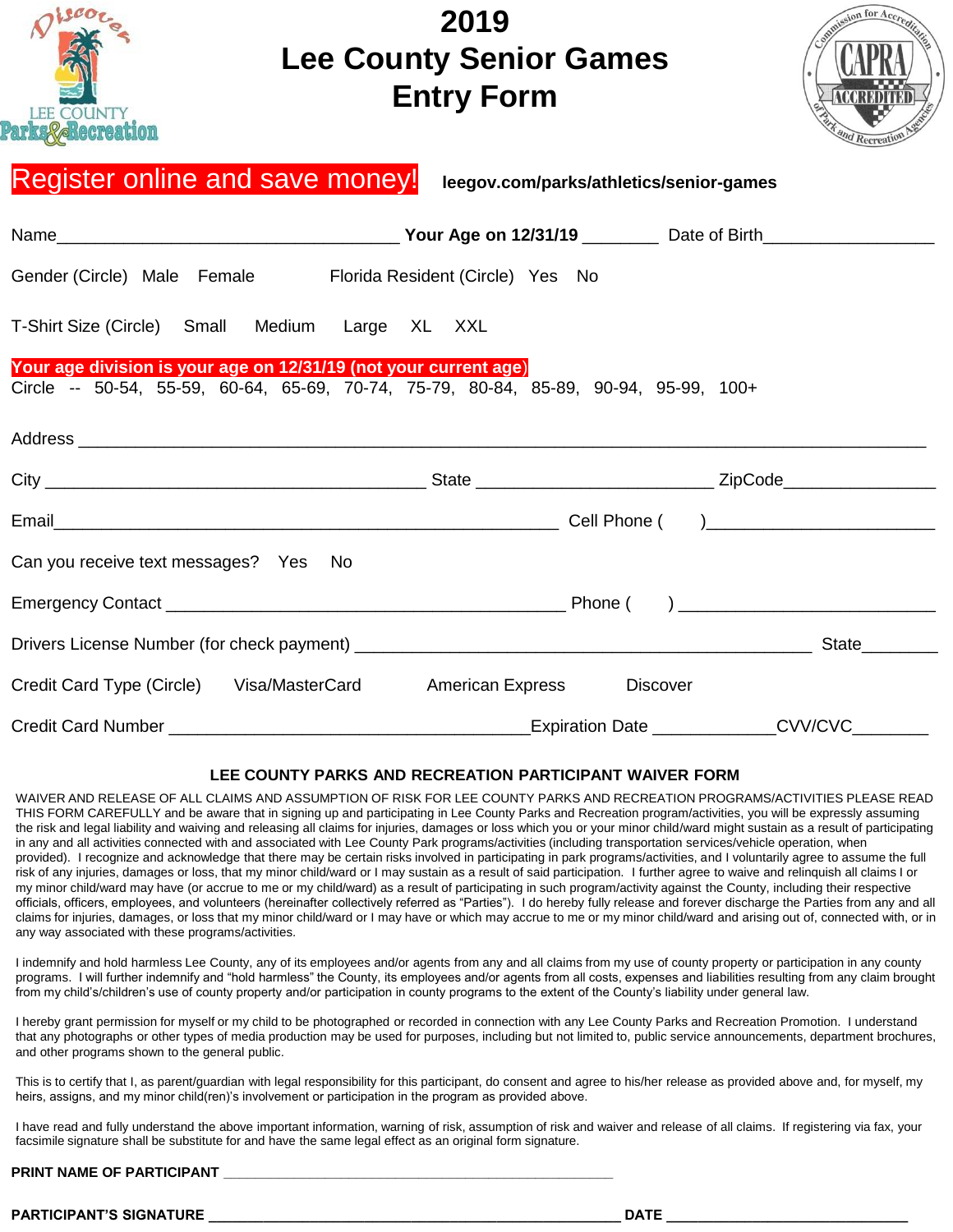# 2019 Lee County Senior Games Entry Form

**Register online and save money!** **leegov.com/parks/athletics/senior-games**

Name____________________________________ **Your Age on 12/31/19** ________ Date of Birth__________________

Gender (Circle) Male Female Florida Resident (Circle) Yes No

T-Shirt Size (Circle) Small Medium Large XL XXL

**Your age division is your age on 12/31/19 (not your current age)**

Circle -- 50-54, 55-59, 60-64, 65-69, 70-74, 75-79, 80-84, 85-89, 90-94, 95-99, 100+

Address ___________________________________________________________________________________________

City ________________________________________ State _________________________ ZipCode________________

Email_____________________________________________________ Cell Phone ( )________________________

Can you receive text messages? Yes No

Emergency Contact __________________________________________ Phone ( ) __________________________

Drivers License Number (for check payment) ________________________________________________ State________

Credit Card Type (Circle) Visa/MasterCard American Express Discover

Credit Card Number ______________________________________Expiration Date _____________CVV/CVC________

## LEE COUNTY PARKS AND RECREATION PARTICIPANT WAIVER FORM

WAIVER AND RELEASE OF ALL CLAIMS AND ASSUMPTION OF RISK FOR LEE COUNTY PARKS AND RECREATION PROGRAMS/ACTIVITIES PLEASE READ THIS FORM CAREFULLY and be aware that in signing up and participating in Lee County Parks and Recreation program/activities, you will be expressly assuming the risk and legal liability and waiving and releasing all claims for injuries, damages or loss which you or your minor child/ward might sustain as a result of participating in any and all activities connected with and associated with Lee County Park programs/activities (including transportation services/vehicle operation, when provided). I recognize and acknowledge that there may be certain risks involved in participating in park programs/activities, and I voluntarily agree to assume the full risk of any injuries, damages or loss, that my minor child/ward or I may sustain as a result of said participation. I further agree to waive and relinquish all claims I or my minor child/ward may have (or accrue to me or my child/ward) as a result of participating in such program/activity against the County, including their respective officials, officers, employees, and volunteers (hereinafter collectively referred as "Parties"). I do hereby fully release and forever discharge the Parties from any and all claims for injuries, damages, or loss that my minor child/ward or I may have or which may accrue to me or my minor child/ward and arising out of, connected with, or in any way associated with these programs/activities.

I indemnify and hold harmless Lee County, any of its employees and/or agents from any and all claims from my use of county property or participation in any county programs. I will further indemnify and "hold harmless" the County, its employees and/or agents from all costs, expenses and liabilities resulting from any claim brought from my child's/children's use of county property and/or participation in county programs to the extent of the County's liability under general law.

I hereby grant permission for myself or my child to be photographed or recorded in connection with any Lee County Parks and Recreation Promotion. I understand that any photographs or other types of media production may be used for purposes, including but not limited to, public service announcements, department brochures, and other programs shown to the general public.

This is to certify that I, as parent/guardian with legal responsibility for this participant, do consent and agree to his/her release as provided above and, for myself, my heirs, assigns, and my minor child(ren)'s involvement or participation in the program as provided above.

I have read and fully understand the above important information, warning of risk, assumption of risk and waiver and release of all claims. If registering via fax, your facsimile signature shall be substitute for and have the same legal effect as an original form signature.

**PRINT NAME OF PARTICIPANT** _______________________________________________

**PARTICIPANT'S SIGNATURE** _______________________________________________ **DATE** ____________________________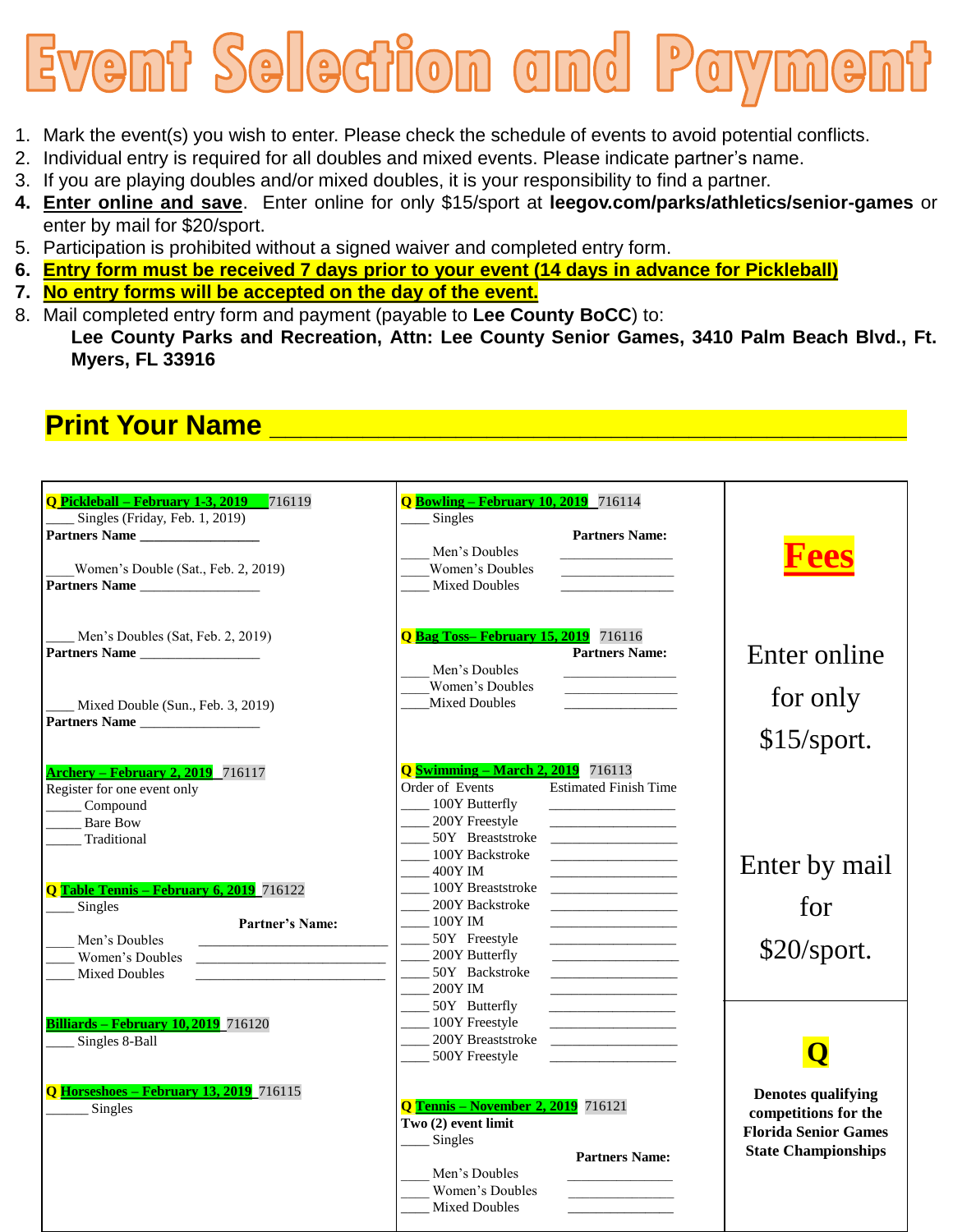# Event Selection and Payment

1. Mark the event(s) you wish to enter. Please check the schedule of events to avoid potential conflicts.
2. Individual entry is required for all doubles and mixed events. Please indicate partner's name.
3. If you are playing doubles and/or mixed doubles, it is your responsibility to find a partner.
4. **Enter online and save**. Enter online for only $15/sport at **leegov.com/parks/athletics/senior-games** or enter by mail for $20/sport.
5. Participation is prohibited without a signed waiver and completed entry form.
6. **Entry form must be received 7 days prior to your event (14 days in advance for Pickleball)**
7. **No entry forms will be accepted on the day of the event.**
8. Mail completed entry form and payment (payable to **Lee County BoCC**) to:
   **Lee County Parks and Recreation, Attn: Lee County Senior Games, 3410 Palm Beach Blvd., Ft. Myers, FL 33916**

## Print Your Name ____________________________________________

**Q Pickleball – February 1-3, 2019** 716119

____ Singles (Friday, Feb. 1, 2019)
**Partners Name** ________________

____Women's Double (Sat., Feb. 2, 2019)
**Partners Name** ________________

____ Men's Doubles (Sat, Feb. 2, 2019)
**Partners Name** ________________

____ Mixed Double (Sun., Feb. 3, 2019)
**Partners Name** ________________

**Archery – February 2, 2019** 716117

Register for one event only
_____ Compound
_____ Bare Bow
_____ Traditional

**Q Table Tennis – February 6, 2019** 716122

____ Singles

**Partner's Name:**
____ Men's Doubles ______________________
____ Women's Doubles ______________________
____ Mixed Doubles ______________________

**Billiards – February 10, 2019** 716120

____ Singles 8-Ball

**Q Horseshoes – February 13, 2019** 716115

______ Singles

**Q Bowling – February 10, 2019** 716114

____ Singles

**Partners Name:**
____ Men's Doubles ______________
____ Women's Doubles ______________
____ Mixed Doubles ______________

**Q Bag Toss– February 15, 2019** 716116

**Partners Name:**
____ Men's Doubles ______________
____ Women's Doubles ______________
____ Mixed Doubles ______________

**Q Swimming – March 2, 2019** 716113

| Order of Events | Estimated Finish Time |
|---|---|
| ____ 100Y Butterfly | ________________ |
| ____ 200Y Freestyle | ________________ |
| ____ 50Y Breaststroke | ________________ |
| ____ 100Y Backstroke | ________________ |
| ____ 400Y IM | ________________ |
| ____ 100Y Breaststroke | ________________ |
| ____ 200Y Backstroke | ________________ |
| ____ 100Y IM | ________________ |
| ____ 50Y Freestyle | ________________ |
| ____ 200Y Butterfly | ________________ |
| ____ 50Y Backstroke | ________________ |
| ____ 200Y IM | ________________ |
| ____ 50Y Butterfly | ________________ |
| ____ 100Y Freestyle | ________________ |
| ____ 200Y Breaststroke | ________________ |
| ____ 500Y Freestyle | ________________ |

**Q Tennis – November 2, 2019** 716121

**Two (2) event limit**
____ Singles

**Partners Name:**
____ Men's Doubles ______________
____ Women's Doubles ______________
____ Mixed Doubles ______________

## Fees

Enter online for only $15/sport.

Enter by mail for $20/sport.

**Q**

**Denotes qualifying competitions for the Florida Senior Games State Championships**